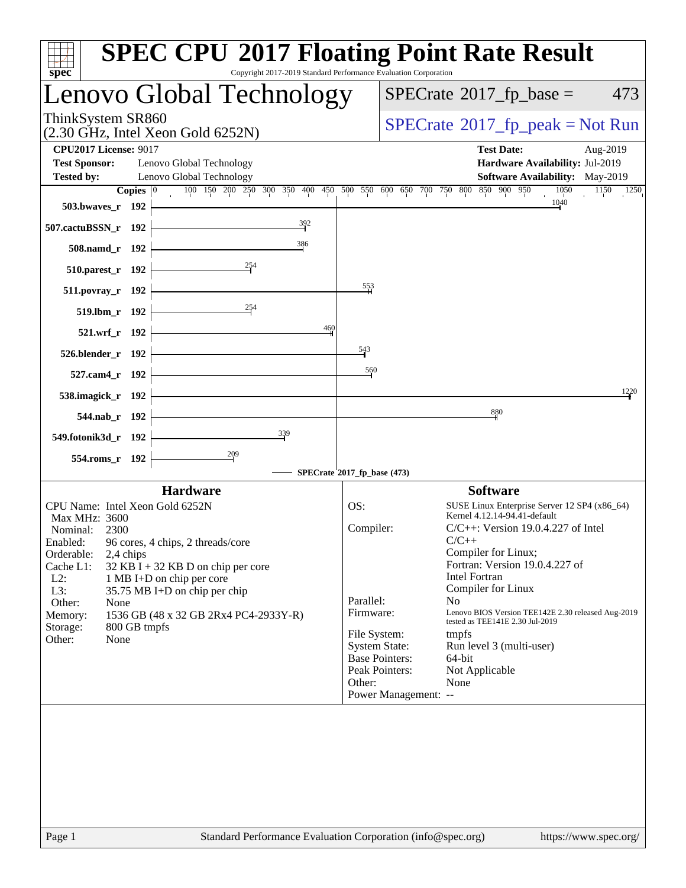# SPEC CPU 2017 Floating Point Rate Result

Copyright 2017-2019 Standard Performance Evaluation Corporation

## Lenovo Global Technology

ThinkSystem SR860
(2.30 GHz, Intel Xeon Gold 6252N)

SPECrate 2017_fp_base = 473

SPECrate 2017_fp_peak = Not Run

**CPU2017 License:** 9017
**Test Sponsor:** Lenovo Global Technology
**Tested by:** Lenovo Global Technology

**Test Date:** Aug-2019
**Hardware Availability:** Jul-2019
**Software Availability:** May-2019

| Benchmark | Copies | Base Ratio |
|---|---|---|
| 503.bwaves_r | 192 | 1040 |
| 507.cactuBSSN_r | 192 | 392 |
| 508.namd_r | 192 | 386 |
| 510.parest_r | 192 | 254 |
| 511.povray_r | 192 | 553 |
| 519.lbm_r | 192 | 254 |
| 521.wrf_r | 192 | 460 |
| 526.blender_r | 192 | 543 |
| 527.cam4_r | 192 | 560 |
| 538.imagick_r | 192 | 1220 |
| 544.nab_r | 192 | 880 |
| 549.fotonik3d_r | 192 | 339 |
| 554.roms_r | 192 | 209 |

SPECrate 2017_fp_base (473)

### Hardware

| | |
|---|---|
| CPU Name: | Intel Xeon Gold 6252N |
| Max MHz: | 3600 |
| Nominal: | 2300 |
| Enabled: | 96 cores, 4 chips, 2 threads/core |
| Orderable: | 2,4 chips |
| Cache L1: | 32 KB I + 32 KB D on chip per core |
| L2: | 1 MB I+D on chip per core |
| L3: | 35.75 MB I+D on chip per chip |
| Other: | None |
| Memory: | 1536 GB (48 x 32 GB 2Rx4 PC4-2933Y-R) |
| Storage: | 800 GB tmpfs |
| Other: | None |

### Software

| | |
|---|---|
| OS: | SUSE Linux Enterprise Server 12 SP4 (x86_64) Kernel 4.12.14-94.41-default |
| Compiler: | C/C++: Version 19.0.4.227 of Intel C/C++ Compiler for Linux; Fortran: Version 19.0.4.227 of Intel Fortran Compiler for Linux |
| Parallel: | No |
| Firmware: | Lenovo BIOS Version TEE142E 2.30 released Aug-2019 tested as TEE141E 2.30 Jul-2019 |
| File System: | tmpfs |
| System State: | Run level 3 (multi-user) |
| Base Pointers: | 64-bit |
| Peak Pointers: | Not Applicable |
| Other: | None |
| Power Management: | -- |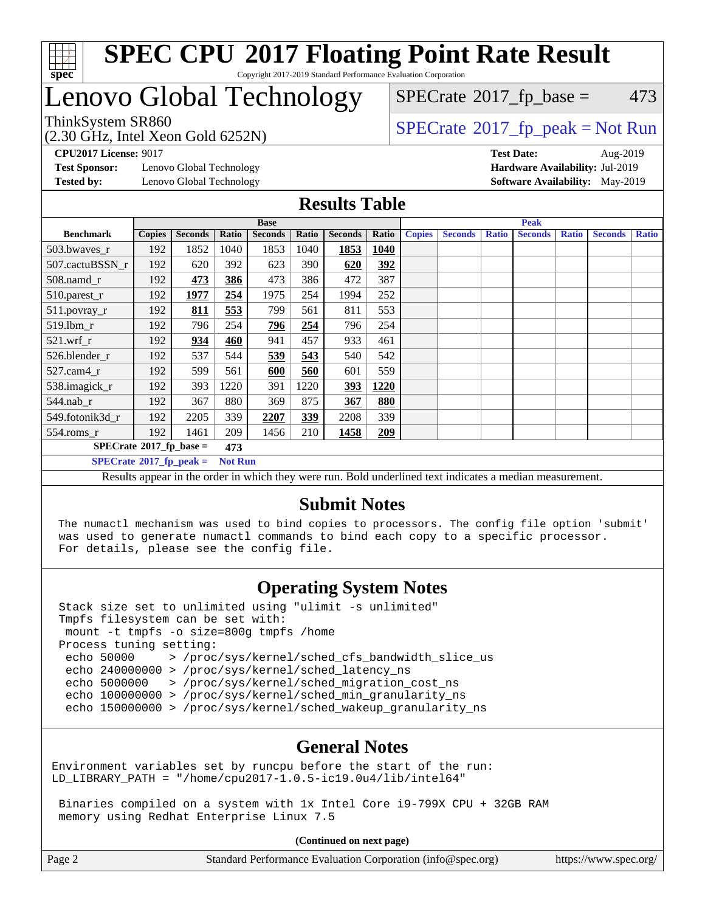# SPEC CPU 2017 Floating Point Rate Result

Copyright 2017-2019 Standard Performance Evaluation Corporation

# Lenovo Global Technology

ThinkSystem SR860
(2.30 GHz, Intel Xeon Gold 6252N)

SPECrate 2017_fp_base = 473

SPECrate 2017_fp_peak = Not Run

**CPU2017 License:** 9017
**Test Sponsor:** Lenovo Global Technology
**Tested by:** Lenovo Global Technology

**Test Date:** Aug-2019
**Hardware Availability:** Jul-2019
**Software Availability:** May-2019

## Results Table

| | Base | | | | | | | Peak | | | | | | |
|---|---|---|---|---|---|---|---|---|---|---|---|---|---|---|
| **Benchmark** | **Copies** | **Seconds** | **Ratio** | **Seconds** | **Ratio** | **Seconds** | **Ratio** | **Copies** | **Seconds** | **Ratio** | **Seconds** | **Ratio** | **Seconds** | **Ratio** |
| 503.bwaves_r | 192 | 1852 | 1040 | 1853 | 1040 | **1853** | **1040** | | | | | | | |
| 507.cactuBSSN_r | 192 | 620 | 392 | 623 | 390 | **620** | **392** | | | | | | | |
| 508.namd_r | 192 | **473** | **386** | 473 | 386 | 472 | 387 | | | | | | | |
| 510.parest_r | 192 | **1977** | **254** | 1975 | 254 | 1994 | 252 | | | | | | | |
| 511.povray_r | 192 | **811** | **553** | 799 | 561 | 811 | 553 | | | | | | | |
| 519.lbm_r | 192 | 796 | 254 | **796** | **254** | 796 | 254 | | | | | | | |
| 521.wrf_r | 192 | **934** | **460** | 941 | 457 | 933 | 461 | | | | | | | |
| 526.blender_r | 192 | 537 | 544 | **539** | **543** | 540 | 542 | | | | | | | |
| 527.cam4_r | 192 | 599 | 561 | **600** | **560** | 601 | 559 | | | | | | | |
| 538.imagick_r | 192 | 393 | 1220 | 391 | 1220 | **393** | **1220** | | | | | | | |
| 544.nab_r | 192 | 367 | 880 | 369 | 875 | **367** | **880** | | | | | | | |
| 549.fotonik3d_r | 192 | 2205 | 339 | **2207** | **339** | 2208 | 339 | | | | | | | |
| 554.roms_r | 192 | 1461 | 209 | 1456 | 210 | **1458** | **209** | | | | | | | |

**SPECrate 2017_fp_base = 473**

**SPECrate 2017_fp_peak = Not Run**

Results appear in the order in which they were run. Bold underlined text indicates a median measurement.

## Submit Notes

```
The numactl mechanism was used to bind copies to processors. The config file option 'submit'
was used to generate numactl commands to bind each copy to a specific processor.
For details, please see the config file.
```

## Operating System Notes

```
Stack size set to unlimited using "ulimit -s unlimited"
Tmpfs filesystem can be set with:
 mount -t tmpfs -o size=800g tmpfs /home
Process tuning setting:
 echo 50000     > /proc/sys/kernel/sched_cfs_bandwidth_slice_us
 echo 240000000 > /proc/sys/kernel/sched_latency_ns
 echo 5000000   > /proc/sys/kernel/sched_migration_cost_ns
 echo 100000000 > /proc/sys/kernel/sched_min_granularity_ns
 echo 150000000 > /proc/sys/kernel/sched_wakeup_granularity_ns
```

## General Notes

```
Environment variables set by runcpu before the start of the run:
LD_LIBRARY_PATH = "/home/cpu2017-1.0.5-ic19.0u4/lib/intel64"

 Binaries compiled on a system with 1x Intel Core i9-799X CPU + 32GB RAM
 memory using Redhat Enterprise Linux 7.5
```

**(Continued on next page)**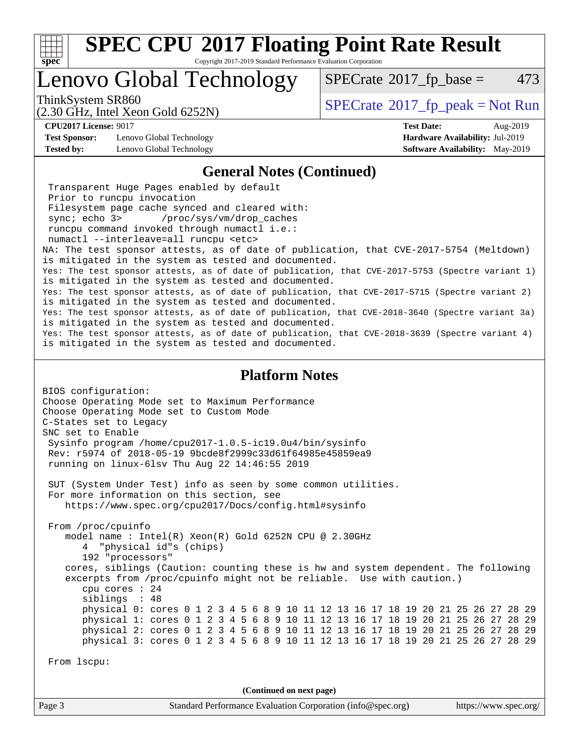# SPEC CPU 2017 Floating Point Rate Result

Copyright 2017-2019 Standard Performance Evaluation Corporation

## Lenovo Global Technology

ThinkSystem SR860
(2.30 GHz, Intel Xeon Gold 6252N)

SPECrate 2017_fp_base = 473

SPECrate 2017_fp_peak = Not Run

**CPU2017 License:** 9017
**Test Sponsor:** Lenovo Global Technology
**Tested by:** Lenovo Global Technology

**Test Date:** Aug-2019
**Hardware Availability:** Jul-2019
**Software Availability:** May-2019

### General Notes (Continued)

```
 Transparent Huge Pages enabled by default
 Prior to runcpu invocation
 Filesystem page cache synced and cleared with:
 sync; echo 3>       /proc/sys/vm/drop_caches
 runcpu command invoked through numactl i.e.:
 numactl --interleave=all runcpu <etc>
NA: The test sponsor attests, as of date of publication, that CVE-2017-5754 (Meltdown)
is mitigated in the system as tested and documented.
Yes: The test sponsor attests, as of date of publication, that CVE-2017-5753 (Spectre variant 1)
is mitigated in the system as tested and documented.
Yes: The test sponsor attests, as of date of publication, that CVE-2017-5715 (Spectre variant 2)
is mitigated in the system as tested and documented.
Yes: The test sponsor attests, as of date of publication, that CVE-2018-3640 (Spectre variant 3a)
is mitigated in the system as tested and documented.
Yes: The test sponsor attests, as of date of publication, that CVE-2018-3639 (Spectre variant 4)
is mitigated in the system as tested and documented.
```

### Platform Notes

```
BIOS configuration:
Choose Operating Mode set to Maximum Performance
Choose Operating Mode set to Custom Mode
C-States set to Legacy
SNC set to Enable
 Sysinfo program /home/cpu2017-1.0.5-ic19.0u4/bin/sysinfo
 Rev: r5974 of 2018-05-19 9bcde8f2999c33d61f64985e45859ea9
 running on linux-6lsv Thu Aug 22 14:46:55 2019

 SUT (System Under Test) info as seen by some common utilities.
 For more information on this section, see
    https://www.spec.org/cpu2017/Docs/config.html#sysinfo

 From /proc/cpuinfo
    model name : Intel(R) Xeon(R) Gold 6252N CPU @ 2.30GHz
       4  "physical id"s (chips)
       192 "processors"
    cores, siblings (Caution: counting these is hw and system dependent. The following
    excerpts from /proc/cpuinfo might not be reliable.  Use with caution.)
       cpu cores : 24
       siblings  : 48
       physical 0: cores 0 1 2 3 4 5 6 8 9 10 11 12 13 16 17 18 19 20 21 25 26 27 28 29
       physical 1: cores 0 1 2 3 4 5 6 8 9 10 11 12 13 16 17 18 19 20 21 25 26 27 28 29
       physical 2: cores 0 1 2 3 4 5 6 8 9 10 11 12 13 16 17 18 19 20 21 25 26 27 28 29
       physical 3: cores 0 1 2 3 4 5 6 8 9 10 11 12 13 16 17 18 19 20 21 25 26 27 28 29

 From lscpu:
```

**(Continued on next page)**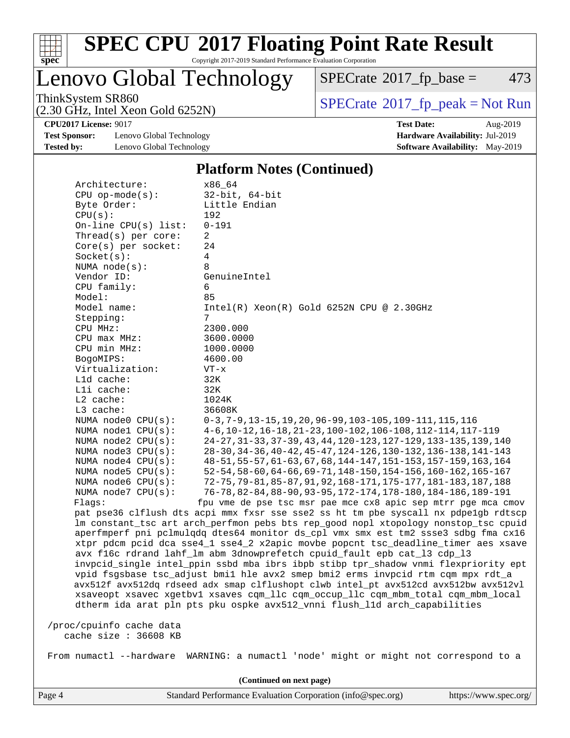## Platform Notes (Continued)

```
Architecture:          x86_64
CPU op-mode(s):        32-bit, 64-bit
Byte Order:            Little Endian
CPU(s):                192
On-line CPU(s) list:   0-191
Thread(s) per core:    2
Core(s) per socket:    24
Socket(s):             4
NUMA node(s):          8
Vendor ID:             GenuineIntel
CPU family:            6
Model:                 85
Model name:            Intel(R) Xeon(R) Gold 6252N CPU @ 2.30GHz
Stepping:              7
CPU MHz:               2300.000
CPU max MHz:           3600.0000
CPU min MHz:           1000.0000
BogoMIPS:              4600.00
Virtualization:        VT-x
L1d cache:             32K
L1i cache:             32K
L2 cache:              1024K
L3 cache:              36608K
NUMA node0 CPU(s):     0-3,7-9,13-15,19,20,96-99,103-105,109-111,115,116
NUMA node1 CPU(s):     4-6,10-12,16-18,21-23,100-102,106-108,112-114,117-119
NUMA node2 CPU(s):     24-27,31-33,37-39,43,44,120-123,127-129,133-135,139,140
NUMA node3 CPU(s):     28-30,34-36,40-42,45-47,124-126,130-132,136-138,141-143
NUMA node4 CPU(s):     48-51,55-57,61-63,67,68,144-147,151-153,157-159,163,164
NUMA node5 CPU(s):     52-54,58-60,64-66,69-71,148-150,154-156,160-162,165-167
NUMA node6 CPU(s):     72-75,79-81,85-87,91,92,168-171,175-177,181-183,187,188
NUMA node7 CPU(s):     76-78,82-84,88-90,93-95,172-174,178-180,184-186,189-191
Flags:                 fpu vme de pse tsc msr pae mce cx8 apic sep mtrr pge mca cmov
pat pse36 clflush dts acpi mmx fxsr sse sse2 ss ht tm pbe syscall nx pdpe1gb rdtscp
lm constant_tsc art arch_perfmon pebs bts rep_good nopl xtopology nonstop_tsc cpuid
aperfmperf pni pclmulqdq dtes64 monitor ds_cpl vmx smx est tm2 ssse3 sdbg fma cx16
xtpr pdcm pcid dca sse4_1 sse4_2 x2apic movbe popcnt tsc_deadline_timer aes xsave
avx f16c rdrand lahf_lm abm 3dnowprefetch cpuid_fault epb cat_l3 cdp_l3
invpcid_single intel_ppin ssbd mba ibrs ibpb stibp tpr_shadow vnmi flexpriority ept
vpid fsgsbase tsc_adjust bmi1 hle avx2 smep bmi2 erms invpcid rtm cqm mpx rdt_a
avx512f avx512dq rdseed adx smap clflushopt clwb intel_pt avx512cd avx512bw avx512vl
xsaveopt xsavec xgetbv1 xsaves cqm_llc cqm_occup_llc cqm_mbm_total cqm_mbm_local
dtherm ida arat pln pts pku ospke avx512_vnni flush_l1d arch_capabilities

/proc/cpuinfo cache data
   cache size : 36608 KB

From numactl --hardware  WARNING: a numactl 'node' might or might not correspond to a
```

(Continued on next page)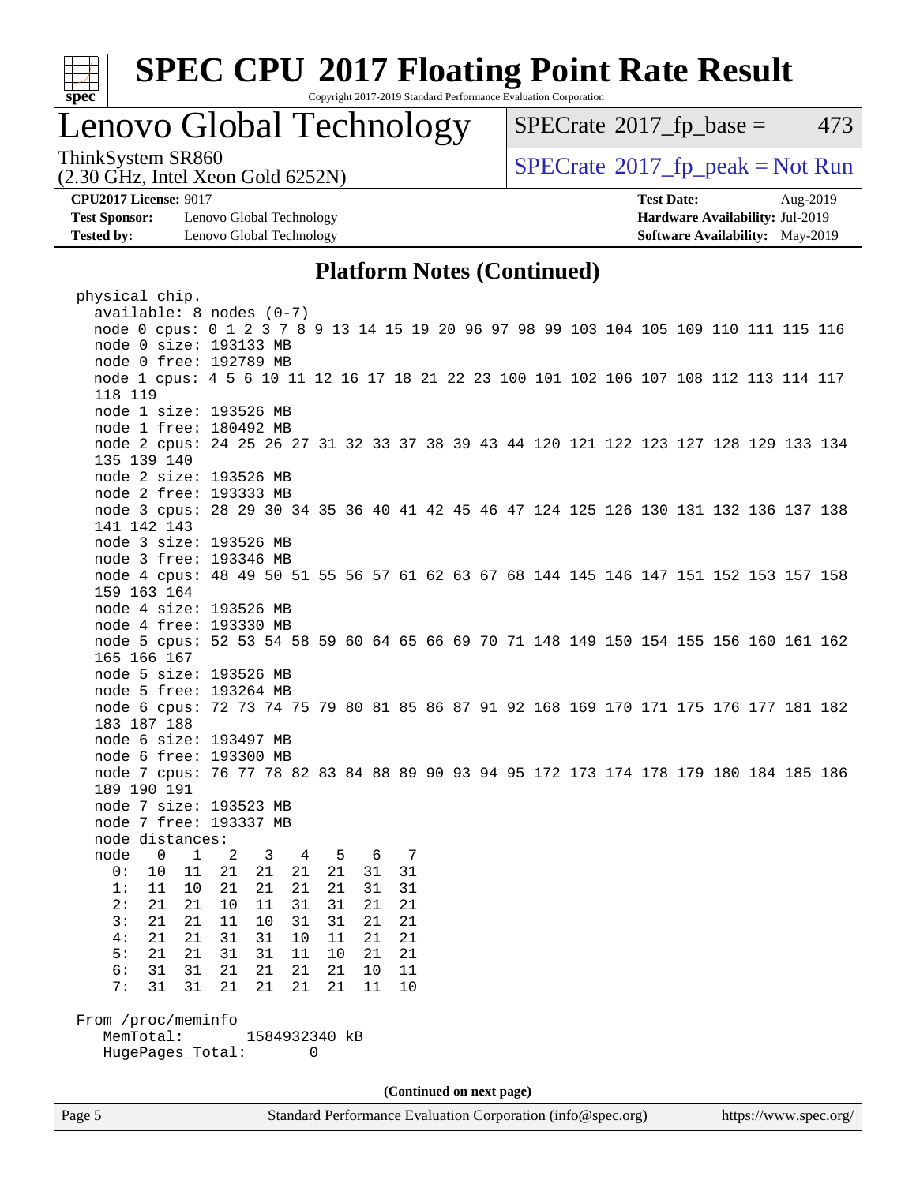# SPEC CPU 2017 Floating Point Rate Result

Copyright 2017-2019 Standard Performance Evaluation Corporation

## Lenovo Global Technology

ThinkSystem SR860
(2.30 GHz, Intel Xeon Gold 6252N)

SPECrate 2017_fp_base = 473

SPECrate 2017_fp_peak = Not Run

**CPU2017 License:** 9017
**Test Sponsor:** Lenovo Global Technology
**Tested by:** Lenovo Global Technology

**Test Date:** Aug-2019
**Hardware Availability:** Jul-2019
**Software Availability:** May-2019

### Platform Notes (Continued)

```
physical chip.
  available: 8 nodes (0-7)
  node 0 cpus: 0 1 2 3 7 8 9 13 14 15 19 20 96 97 98 99 103 104 105 109 110 111 115 116
  node 0 size: 193133 MB
  node 0 free: 192789 MB
  node 1 cpus: 4 5 6 10 11 12 16 17 18 21 22 23 100 101 102 106 107 108 112 113 114 117
  118 119
  node 1 size: 193526 MB
  node 1 free: 180492 MB
  node 2 cpus: 24 25 26 27 31 32 33 37 38 39 43 44 120 121 122 123 127 128 129 133 134
  135 139 140
  node 2 size: 193526 MB
  node 2 free: 193333 MB
  node 3 cpus: 28 29 30 34 35 36 40 41 42 45 46 47 124 125 126 130 131 132 136 137 138
  141 142 143
  node 3 size: 193526 MB
  node 3 free: 193346 MB
  node 4 cpus: 48 49 50 51 55 56 57 61 62 63 67 68 144 145 146 147 151 152 153 157 158
  159 163 164
  node 4 size: 193526 MB
  node 4 free: 193330 MB
  node 5 cpus: 52 53 54 58 59 60 64 65 66 69 70 71 148 149 150 154 155 156 160 161 162
  165 166 167
  node 5 size: 193526 MB
  node 5 free: 193264 MB
  node 6 cpus: 72 73 74 75 79 80 81 85 86 87 91 92 168 169 170 171 175 176 177 181 182
  183 187 188
  node 6 size: 193497 MB
  node 6 free: 193300 MB
  node 7 cpus: 76 77 78 82 83 84 88 89 90 93 94 95 172 173 174 178 179 180 184 185 186
  189 190 191
  node 7 size: 193523 MB
  node 7 free: 193337 MB
  node distances:
  node   0   1   2   3   4   5   6   7
    0:  10  11  21  21  21  21  31  31
    1:  11  10  21  21  21  21  31  31
    2:  21  21  10  11  31  31  21  21
    3:  21  21  11  10  31  31  21  21
    4:  21  21  31  31  10  11  21  21
    5:  21  21  31  31  11  10  21  21
    6:  31  31  21  21  21  21  10  11
    7:  31  31  21  21  21  21  11  10

From /proc/meminfo
  MemTotal:       1584932340 kB
  HugePages_Total:       0
```

**(Continued on next page)**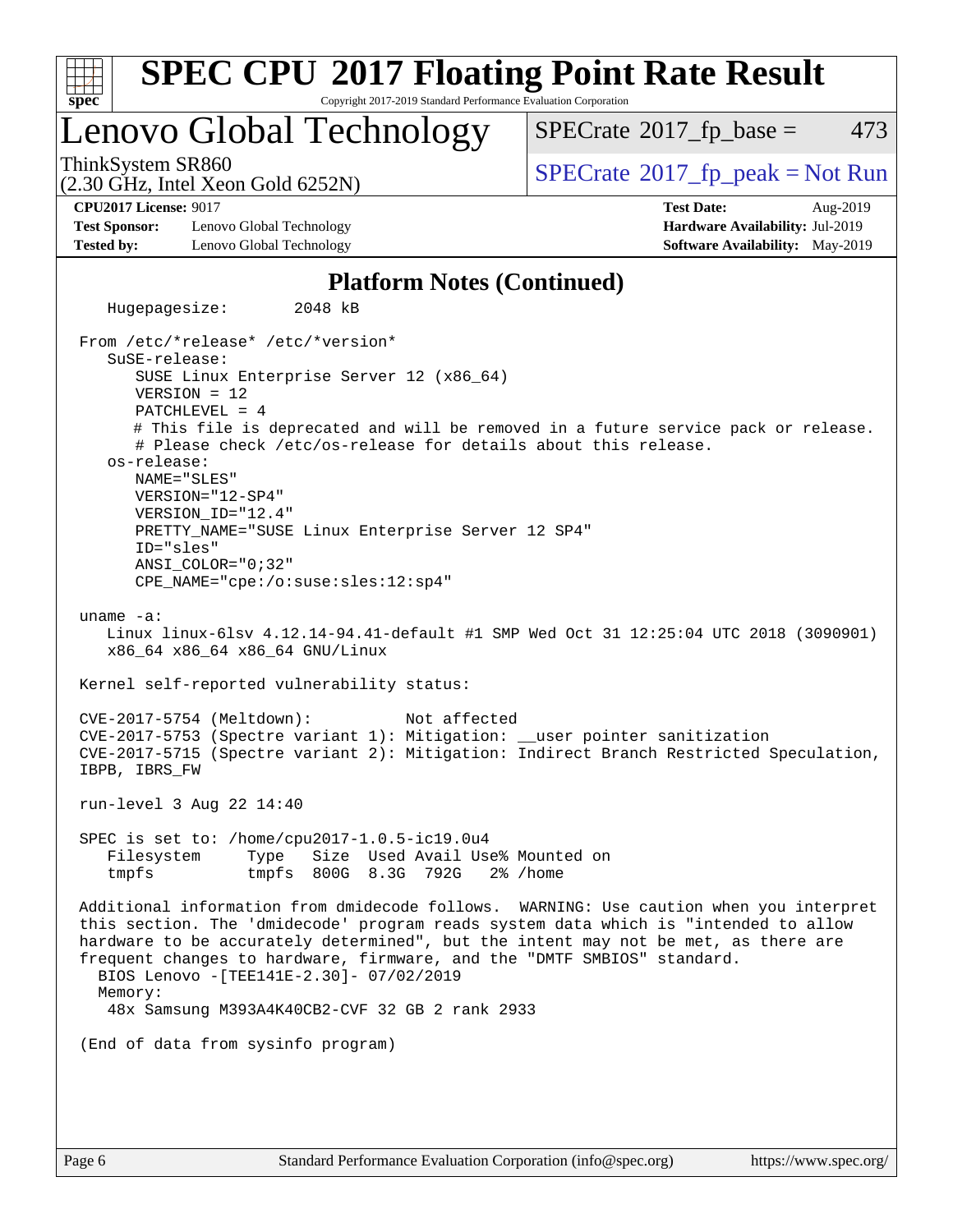## Platform Notes (Continued)

```
   Hugepagesize:        2048 kB

 From /etc/*release* /etc/*version*
    SuSE-release:
       SUSE Linux Enterprise Server 12 (x86_64)
       VERSION = 12
       PATCHLEVEL = 4
       # This file is deprecated and will be removed in a future service pack or release.
       # Please check /etc/os-release for details about this release.
    os-release:
       NAME="SLES"
       VERSION="12-SP4"
       VERSION_ID="12.4"
       PRETTY_NAME="SUSE Linux Enterprise Server 12 SP4"
       ID="sles"
       ANSI_COLOR="0;32"
       CPE_NAME="cpe:/o:suse:sles:12:sp4"

 uname -a:
    Linux linux-6lsv 4.12.14-94.41-default #1 SMP Wed Oct 31 12:25:04 UTC 2018 (3090901)
    x86_64 x86_64 x86_64 GNU/Linux

 Kernel self-reported vulnerability status:

 CVE-2017-5754 (Meltdown):          Not affected
 CVE-2017-5753 (Spectre variant 1): Mitigation: __user pointer sanitization
 CVE-2017-5715 (Spectre variant 2): Mitigation: Indirect Branch Restricted Speculation,
 IBPB, IBRS_FW

 run-level 3 Aug 22 14:40

 SPEC is set to: /home/cpu2017-1.0.5-ic19.0u4
    Filesystem     Type   Size  Used Avail Use% Mounted on
    tmpfs          tmpfs  800G  8.3G  792G   2% /home

 Additional information from dmidecode follows.  WARNING: Use caution when you interpret
 this section. The 'dmidecode' program reads system data which is "intended to allow
 hardware to be accurately determined", but the intent may not be met, as there are
 frequent changes to hardware, firmware, and the "DMTF SMBIOS" standard.
   BIOS Lenovo -[TEE141E-2.30]- 07/02/2019
   Memory:
    48x Samsung M393A4K40CB2-CVF 32 GB 2 rank 2933

 (End of data from sysinfo program)
```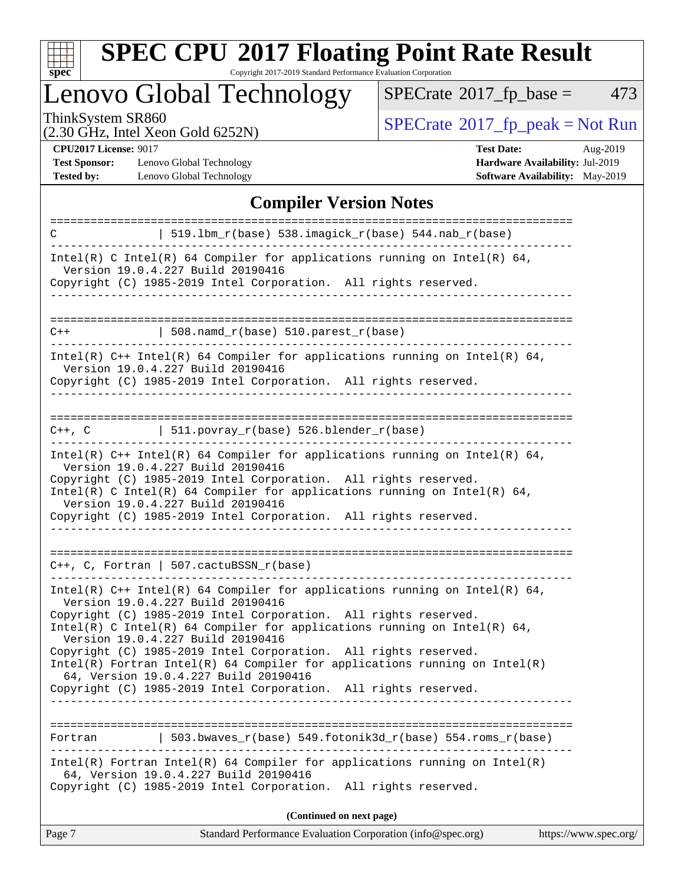## Compiler Version Notes

```
==============================================================================
C               | 519.lbm_r(base) 538.imagick_r(base) 544.nab_r(base)
------------------------------------------------------------------------------
Intel(R) C Intel(R) 64 Compiler for applications running on Intel(R) 64,
  Version 19.0.4.227 Build 20190416
Copyright (C) 1985-2019 Intel Corporation.  All rights reserved.
------------------------------------------------------------------------------

==============================================================================
C++             | 508.namd_r(base) 510.parest_r(base)
------------------------------------------------------------------------------
Intel(R) C++ Intel(R) 64 Compiler for applications running on Intel(R) 64,
  Version 19.0.4.227 Build 20190416
Copyright (C) 1985-2019 Intel Corporation.  All rights reserved.
------------------------------------------------------------------------------

==============================================================================
C++, C          | 511.povray_r(base) 526.blender_r(base)
------------------------------------------------------------------------------
Intel(R) C++ Intel(R) 64 Compiler for applications running on Intel(R) 64,
  Version 19.0.4.227 Build 20190416
Copyright (C) 1985-2019 Intel Corporation.  All rights reserved.
Intel(R) C Intel(R) 64 Compiler for applications running on Intel(R) 64,
  Version 19.0.4.227 Build 20190416
Copyright (C) 1985-2019 Intel Corporation.  All rights reserved.
------------------------------------------------------------------------------

==============================================================================
C++, C, Fortran | 507.cactuBSSN_r(base)
------------------------------------------------------------------------------
Intel(R) C++ Intel(R) 64 Compiler for applications running on Intel(R) 64,
  Version 19.0.4.227 Build 20190416
Copyright (C) 1985-2019 Intel Corporation.  All rights reserved.
Intel(R) C Intel(R) 64 Compiler for applications running on Intel(R) 64,
  Version 19.0.4.227 Build 20190416
Copyright (C) 1985-2019 Intel Corporation.  All rights reserved.
Intel(R) Fortran Intel(R) 64 Compiler for applications running on Intel(R)
  64, Version 19.0.4.227 Build 20190416
Copyright (C) 1985-2019 Intel Corporation.  All rights reserved.
------------------------------------------------------------------------------

==============================================================================
Fortran         | 503.bwaves_r(base) 549.fotonik3d_r(base) 554.roms_r(base)
------------------------------------------------------------------------------
Intel(R) Fortran Intel(R) 64 Compiler for applications running on Intel(R)
  64, Version 19.0.4.227 Build 20190416
Copyright (C) 1985-2019 Intel Corporation.  All rights reserved.
```

(Continued on next page)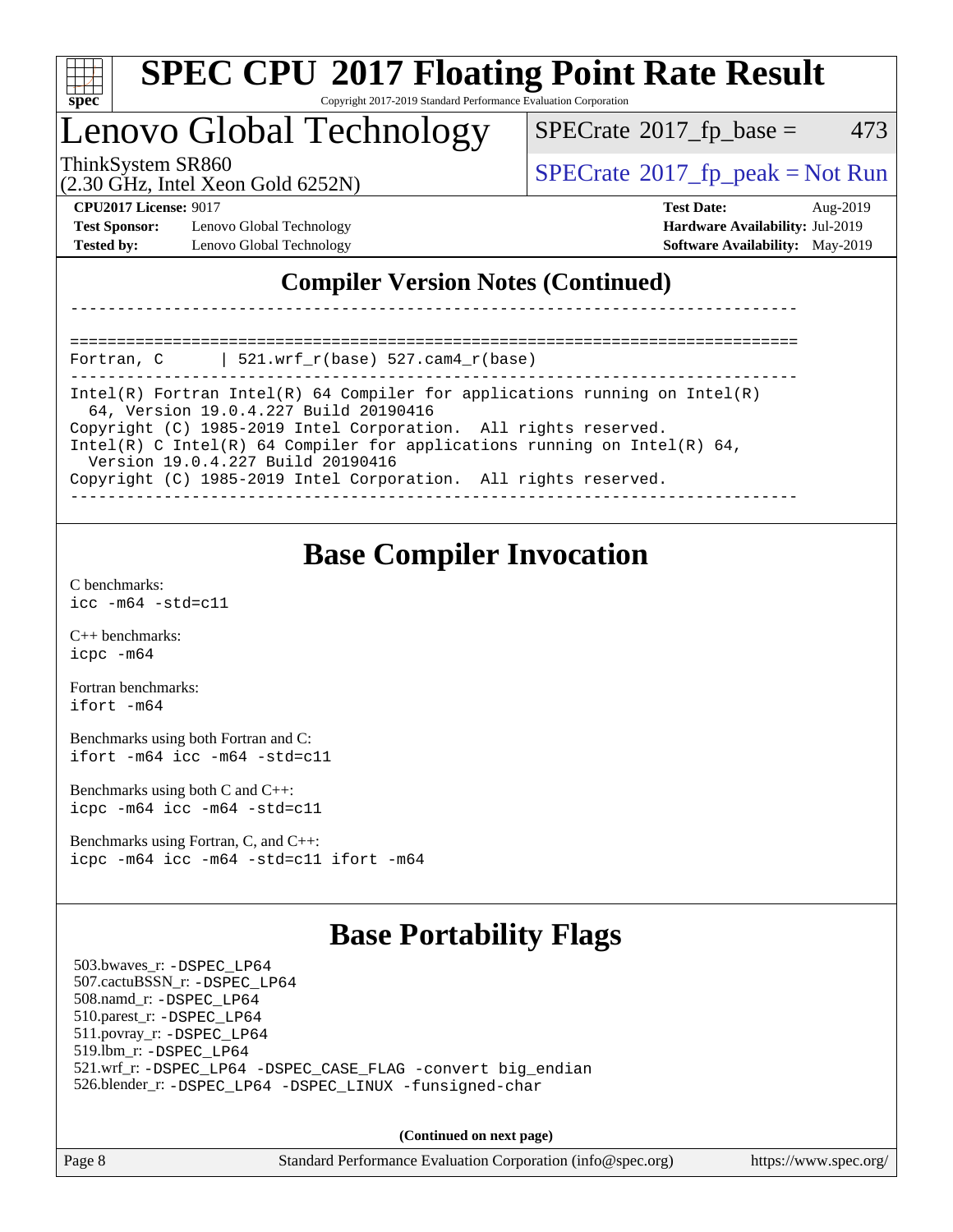## Compiler Version Notes (Continued)

```
------------------------------------------------------------------------------

==============================================================================
Fortran, C      | 521.wrf_r(base) 527.cam4_r(base)
------------------------------------------------------------------------------
Intel(R) Fortran Intel(R) 64 Compiler for applications running on Intel(R)
  64, Version 19.0.4.227 Build 20190416
Copyright (C) 1985-2019 Intel Corporation.  All rights reserved.
Intel(R) C Intel(R) 64 Compiler for applications running on Intel(R) 64,
  Version 19.0.4.227 Build 20190416
Copyright (C) 1985-2019 Intel Corporation.  All rights reserved.
------------------------------------------------------------------------------
```

## Base Compiler Invocation

C benchmarks:
`icc -m64 -std=c11`

C++ benchmarks:
`icpc -m64`

Fortran benchmarks:
`ifort -m64`

Benchmarks using both Fortran and C:
`ifort -m64 icc -m64 -std=c11`

Benchmarks using both C and C++:
`icpc -m64 icc -m64 -std=c11`

Benchmarks using Fortran, C, and C++:
`icpc -m64 icc -m64 -std=c11 ifort -m64`

## Base Portability Flags

503.bwaves_r: `-DSPEC_LP64`
507.cactuBSSN_r: `-DSPEC_LP64`
508.namd_r: `-DSPEC_LP64`
510.parest_r: `-DSPEC_LP64`
511.povray_r: `-DSPEC_LP64`
519.lbm_r: `-DSPEC_LP64`
521.wrf_r: `-DSPEC_LP64 -DSPEC_CASE_FLAG -convert big_endian`
526.blender_r: `-DSPEC_LP64 -DSPEC_LINUX -funsigned-char`

**(Continued on next page)**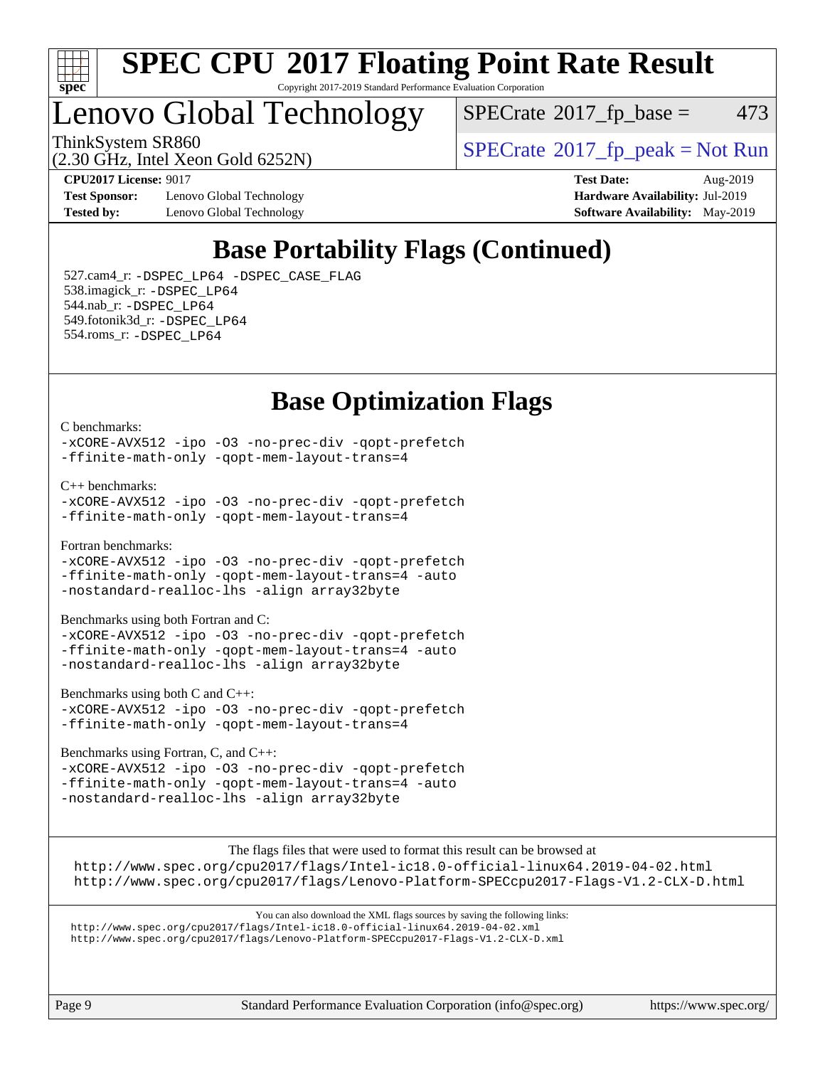# SPEC CPU 2017 Floating Point Rate Result

Copyright 2017-2019 Standard Performance Evaluation Corporation

## Lenovo Global Technology

ThinkSystem SR860
(2.30 GHz, Intel Xeon Gold 6252N)

SPECrate 2017_fp_base = 473

SPECrate 2017_fp_peak = Not Run

**CPU2017 License:** 9017
**Test Sponsor:** Lenovo Global Technology
**Tested by:** Lenovo Global Technology

**Test Date:** Aug-2019
**Hardware Availability:** Jul-2019
**Software Availability:** May-2019

## Base Portability Flags (Continued)

527.cam4_r: `-DSPEC_LP64 -DSPEC_CASE_FLAG`
538.imagick_r: `-DSPEC_LP64`
544.nab_r: `-DSPEC_LP64`
549.fotonik3d_r: `-DSPEC_LP64`
554.roms_r: `-DSPEC_LP64`

## Base Optimization Flags

C benchmarks:
```
-xCORE-AVX512 -ipo -O3 -no-prec-div -qopt-prefetch
-ffinite-math-only -qopt-mem-layout-trans=4
```

C++ benchmarks:
```
-xCORE-AVX512 -ipo -O3 -no-prec-div -qopt-prefetch
-ffinite-math-only -qopt-mem-layout-trans=4
```

Fortran benchmarks:
```
-xCORE-AVX512 -ipo -O3 -no-prec-div -qopt-prefetch
-ffinite-math-only -qopt-mem-layout-trans=4 -auto
-nostandard-realloc-lhs -align array32byte
```

Benchmarks using both Fortran and C:
```
-xCORE-AVX512 -ipo -O3 -no-prec-div -qopt-prefetch
-ffinite-math-only -qopt-mem-layout-trans=4 -auto
-nostandard-realloc-lhs -align array32byte
```

Benchmarks using both C and C++:
```
-xCORE-AVX512 -ipo -O3 -no-prec-div -qopt-prefetch
-ffinite-math-only -qopt-mem-layout-trans=4
```

Benchmarks using Fortran, C, and C++:
```
-xCORE-AVX512 -ipo -O3 -no-prec-div -qopt-prefetch
-ffinite-math-only -qopt-mem-layout-trans=4 -auto
-nostandard-realloc-lhs -align array32byte
```

The flags files that were used to format this result can be browsed at
http://www.spec.org/cpu2017/flags/Intel-ic18.0-official-linux64.2019-04-02.html
http://www.spec.org/cpu2017/flags/Lenovo-Platform-SPECcpu2017-Flags-V1.2-CLX-D.html

You can also download the XML flags sources by saving the following links:
http://www.spec.org/cpu2017/flags/Intel-ic18.0-official-linux64.2019-04-02.xml
http://www.spec.org/cpu2017/flags/Lenovo-Platform-SPECcpu2017-Flags-V1.2-CLX-D.xml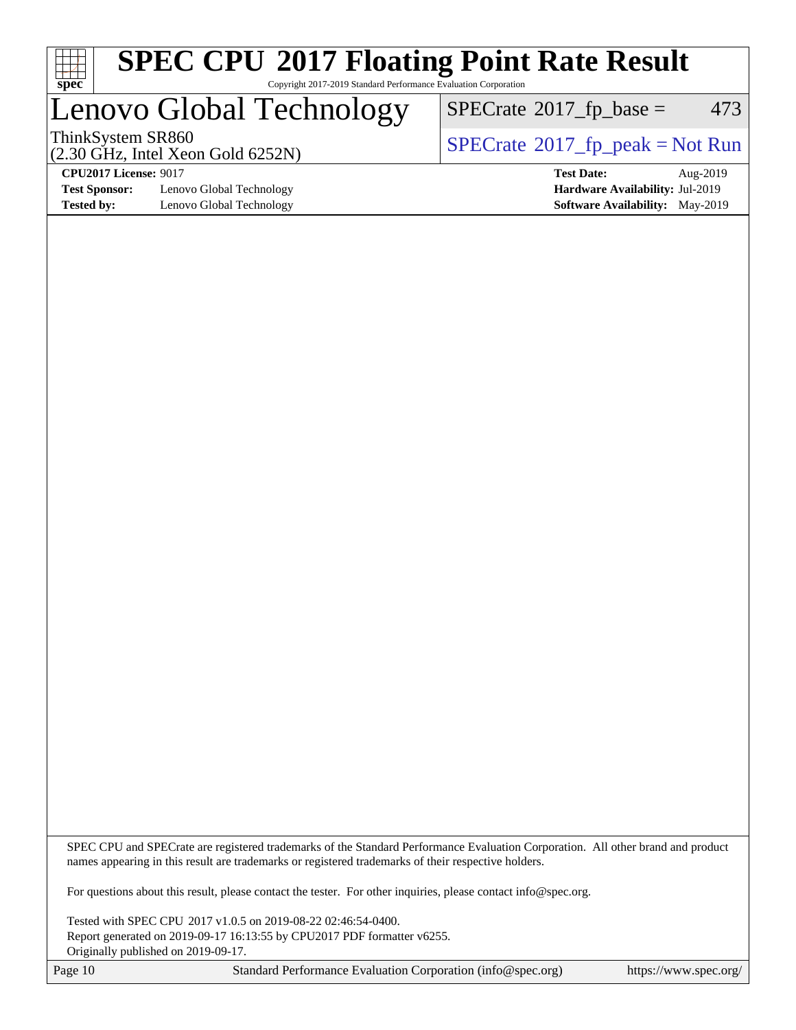SPEC CPU and SPECrate are registered trademarks of the Standard Performance Evaluation Corporation. All other brand and product names appearing in this result are trademarks or registered trademarks of their respective holders.

For questions about this result, please contact the tester. For other inquiries, please contact info@spec.org.

Tested with SPEC CPU 2017 v1.0.5 on 2019-08-22 02:46:54-0400.
Report generated on 2019-09-17 16:13:55 by CPU2017 PDF formatter v6255.
Originally published on 2019-09-17.